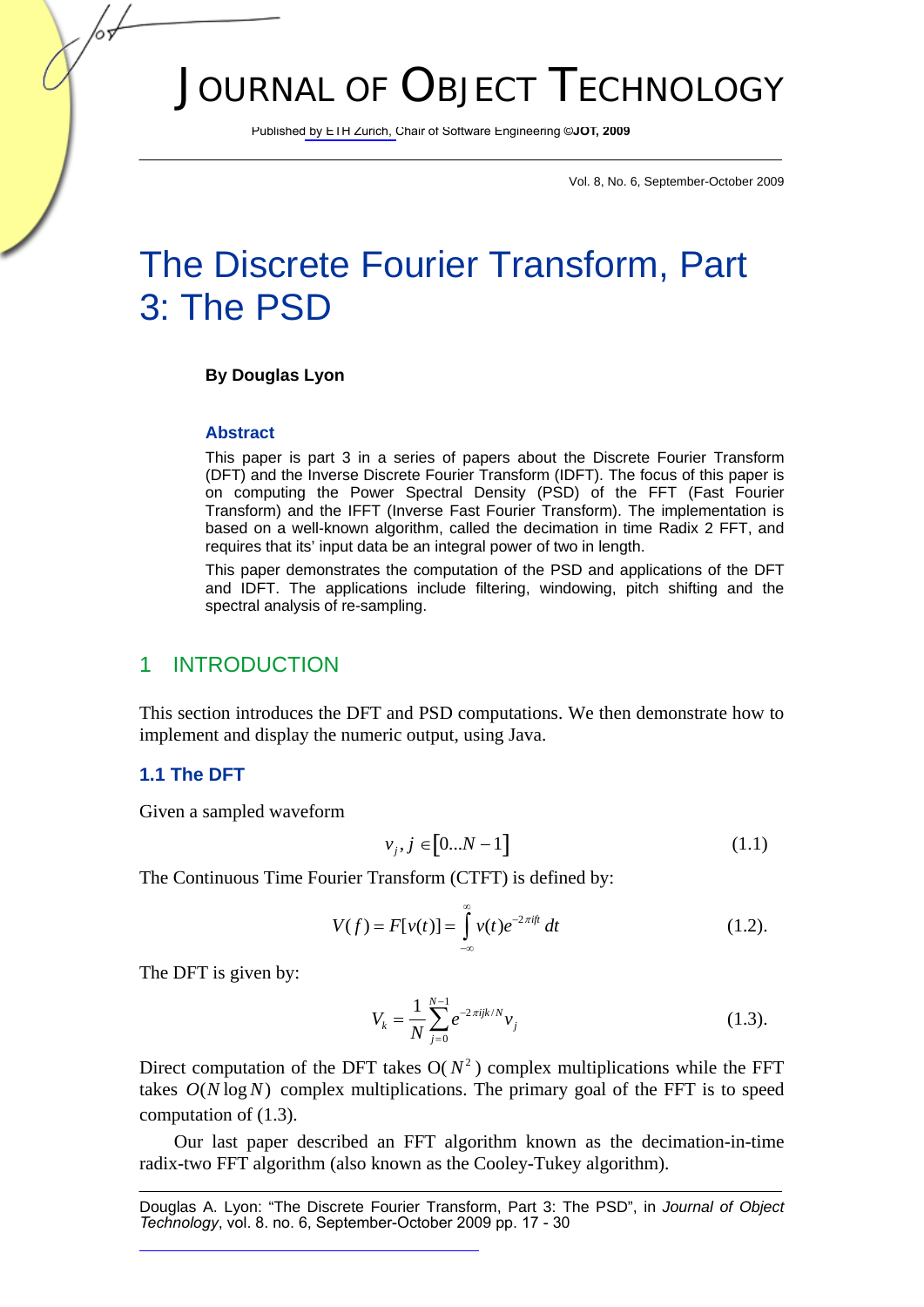# JOURNAL OF OBJECT TECHNOLOGY

Published by ETH Zurich, Chair of Software Engineering ©JOT, 2009

# The Discrete Fourier Transform, Part 3: The PSD

**By Douglas Lyon**

### Abstract

This paper is part 3 in a series of papers about the Discrete Fourier Transform (DFT) and the Inverse Discrete Fourier Transform (IDFT). The focus of this paper is on computing the Power Spectral Density (PSD) of the FFT (Fast Fourier Transform) and the IFFT (Inverse Fast Fourier Transform). The implementation is based on a well-known algorithm, called the decimation in time Radix 2 FFT, and requires that its' input data be an integral power of two in length.

This paper demonstrates the computation of the PSD and applications of the DFT and IDFT. The applications include filtering, windowing, pitch shifting and the spectral analysis of re-sampling.

## 1 INTRODUCTION

This section introduces the DFT and PSD computations. We then demonstrate how to implement and display the numeric output, using Java.

### 1.1 The DFT

Given a sampled waveform

$$v_j, j \in [0...N-1] \tag{1.1}$$

The Continuous Time Fourier Transform (CTFT) is defined by:

$$V(f) = F[v(t)] = \int_{-\infty}^{\infty} v(t) e^{-2\pi i f t} \, dt \tag{1.2}$$

The DFT is given by:

$$V_k = \frac{1}{N} \sum_{j=0}^{N-1} e^{-2\pi ijk/N} v_j \tag{1.3}$$

Direct computation of the DFT takes O( $N^2$ ) complex multiplications while the FFT takes $O(N \log N)$ complex multiplications. The primary goal of the FFT is to speed computation of (1.3).

Our last paper described an FFT algorithm known as the decimation-in-time radix-two FFT algorithm (also known as the Cooley-Tukey algorithm).

Douglas A. Lyon: "The Discrete Fourier Transform, Part 3: The PSD", in *Journal of Object Technology*, vol. 8. no. 6, September-October 2009 pp. 17 - 30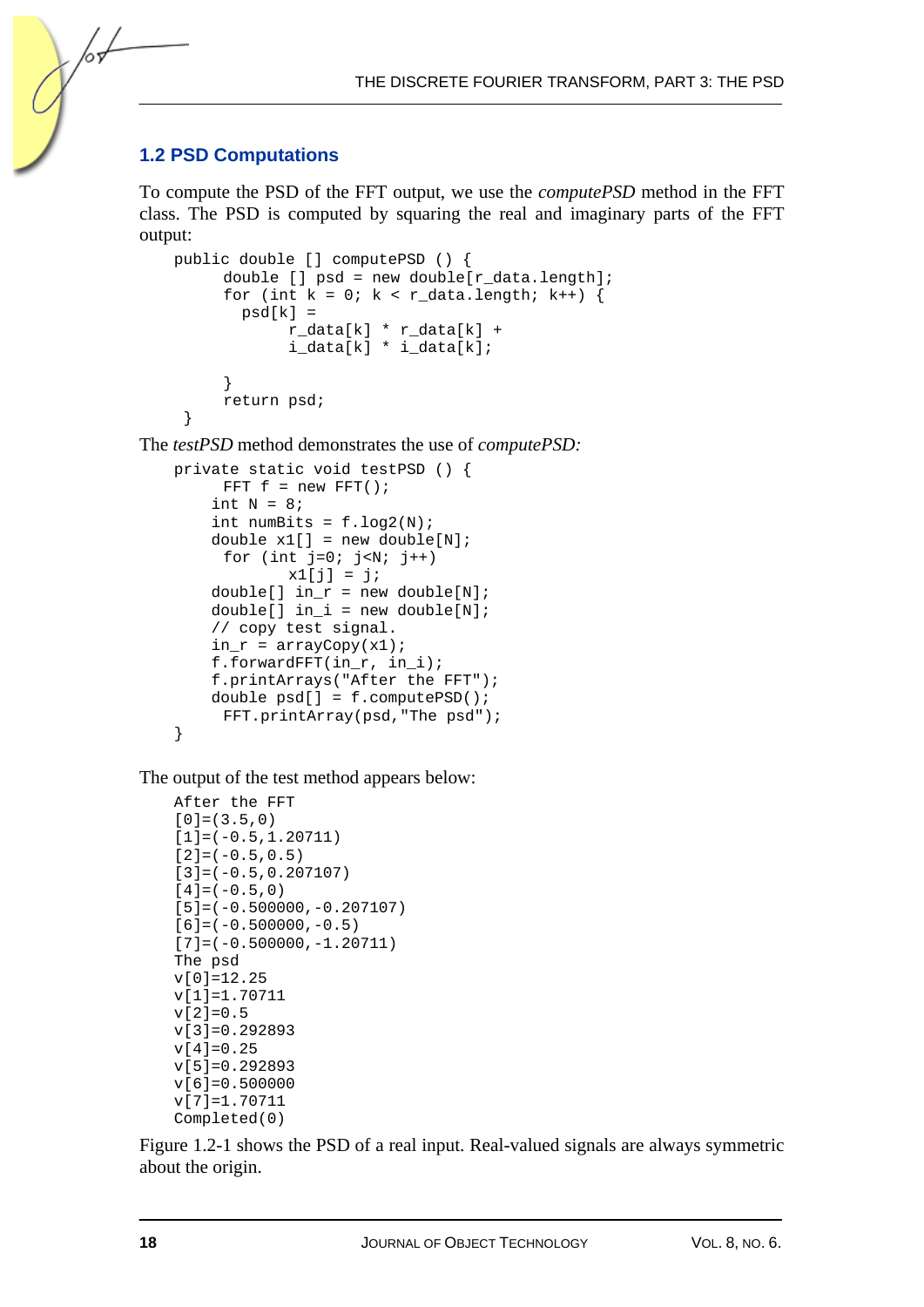## 1.2 PSD Computations

To compute the PSD of the FFT output, we use the *computePSD* method in the FFT class. The PSD is computed by squaring the real and imaginary parts of the FFT output:

```
public double [] computePSD () {
      double [] psd = new double[r_data.length];
      for (int k = 0; k < r_data.length; k++) {
        psd[k] =
             r_data[k] * r_data[k] +
             i_data[k] * i_data[k];

      }
      return psd;
 }
```

The *testPSD* method demonstrates the use of *computePSD:*

```
private static void testPSD () {
      FFT f = new FFT();
    int N = 8;
    int numBits = f.log2(N);
    double x1[] = new double[N];
      for (int j=0; j<N; j++)
            x1[j] = j;
    double[] in_r = new double[N];
    double[] in_i = new double[N];
    // copy test signal.
    in_r = arrayCopy(x1);
    f.forwardFFT(in_r, in_i);
    f.printArrays("After the FFT");
    double psd[] = f.computePSD();
      FFT.printArray(psd,"The psd");
}
```

The output of the test method appears below:

```
After the FFT
[0]=(3.5,0)
[1]=(-0.5,1.20711)
[2]=(-0.5,0.5)
[3]=(-0.5,0.207107)
[4]=(-0.5,0)
[5]=(-0.500000,-0.207107)
[6]=(-0.500000,-0.5)
[7]=(-0.500000,-1.20711)
The psd
v[0]=12.25
v[1]=1.70711
v[2]=0.5
v[3]=0.292893
v[4]=0.25
v[5]=0.292893
v[6]=0.500000
v[7]=1.70711
Completed(0)
```

Figure 1.2-1 shows the PSD of a real input. Real-valued signals are always symmetric about the origin.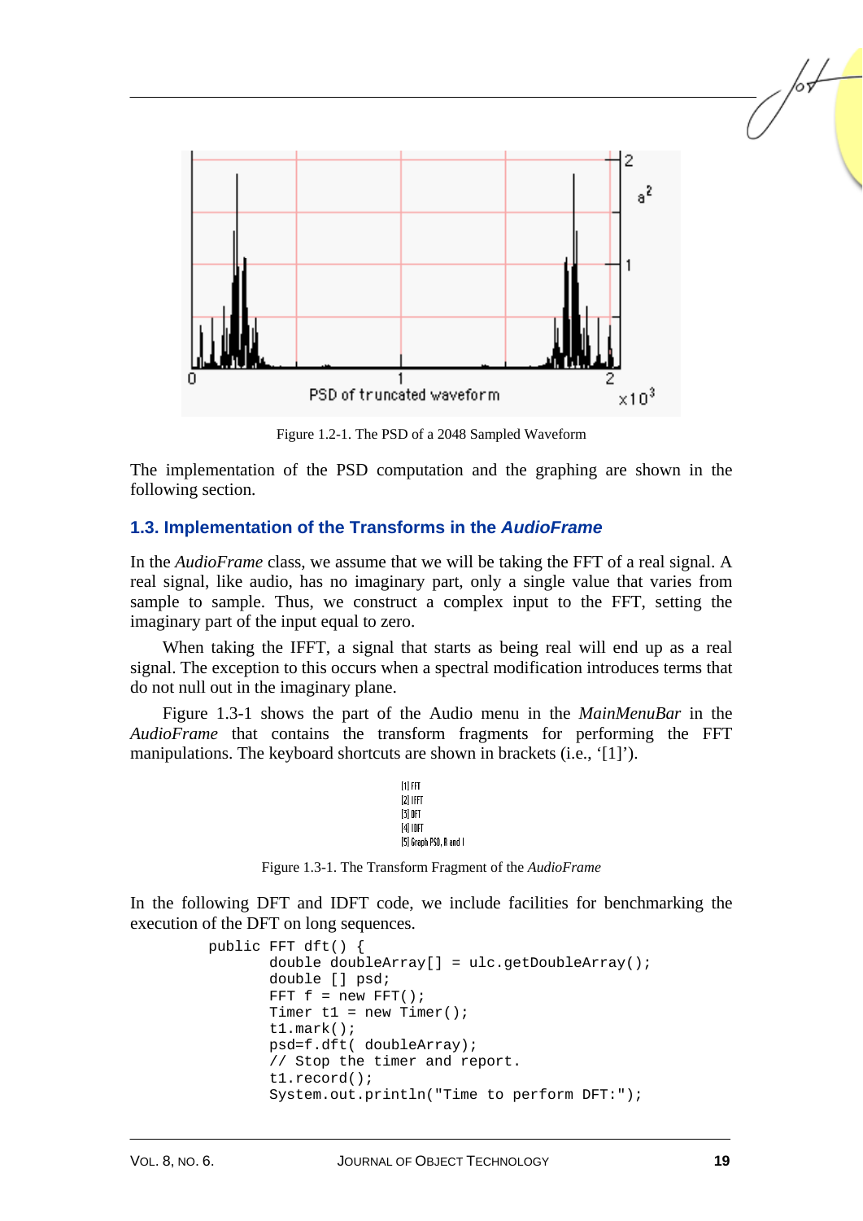Figure 1.2-1. The PSD of a 2048 Sampled Waveform

The implementation of the PSD computation and the graphing are shown in the following section.

## 1.3. Implementation of the Transforms in the *AudioFrame*

In the *AudioFrame* class, we assume that we will be taking the FFT of a real signal. A real signal, like audio, has no imaginary part, only a single value that varies from sample to sample. Thus, we construct a complex input to the FFT, setting the imaginary part of the input equal to zero.

When taking the IFFT, a signal that starts as being real will end up as a real signal. The exception to this occurs when a spectral modification introduces terms that do not null out in the imaginary plane.

Figure 1.3-1 shows the part of the Audio menu in the *MainMenuBar* in the *AudioFrame* that contains the transform fragments for performing the FFT manipulations. The keyboard shortcuts are shown in brackets (i.e., '[1]').

[1] FFT
[2] IFFT
[3] DFT
[4] IDFT
[5] Graph PSD, R and I

Figure 1.3-1. The Transform Fragment of the *AudioFrame*

In the following DFT and IDFT code, we include facilities for benchmarking the execution of the DFT on long sequences.

```
public FFT dft() {
       double doubleArray[] = ulc.getDoubleArray();
       double [] psd;
       FFT f = new FFT();
       Timer t1 = new Timer();
       t1.mark();
       psd=f.dft( doubleArray);
       // Stop the timer and report.
       t1.record();
       System.out.println("Time to perform DFT:");
```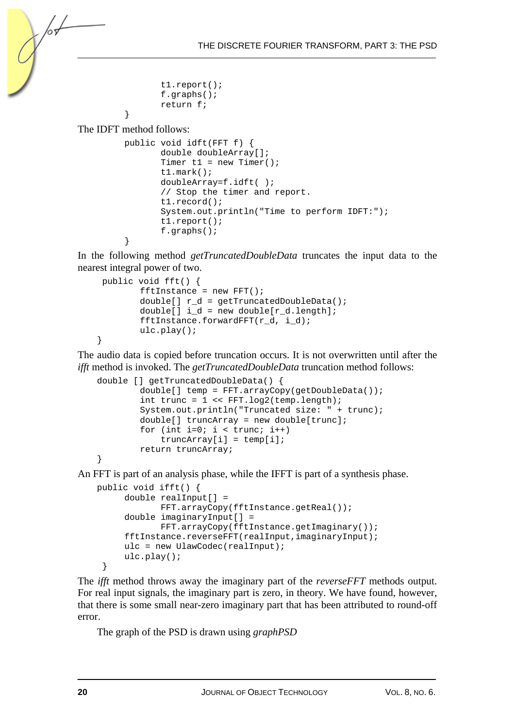```
            t1.report();
            f.graphs();
            return f;
    }
```

The IDFT method follows:

```
    public void idft(FFT f) {
            double doubleArray[];
            Timer t1 = new Timer();
            t1.mark();
            doubleArray=f.idft( );
            // Stop the timer and report.
            t1.record();
            System.out.println("Time to perform IDFT:");
            t1.report();
            f.graphs();
    }
```

In the following method *getTruncatedDoubleData* truncates the input data to the nearest integral power of two.

```
     public void fft() {
            fftInstance = new FFT();
            double[] r_d = getTruncatedDoubleData();
            double[] i_d = new double[r_d.length];
            fftInstance.forwardFFT(r_d, i_d);
            ulc.play();
    }
```

The audio data is copied before truncation occurs. It is not overwritten until after the *ifft* method is invoked. The *getTruncatedDoubleData* truncation method follows:

```
    double [] getTruncatedDoubleData() {
            double[] temp = FFT.arrayCopy(getDoubleData());
            int trunc = 1 << FFT.log2(temp.length);
            System.out.println("Truncated size: " + trunc);
            double[] truncArray = new double[trunc];
            for (int i=0; i < trunc; i++)
                truncArray[i] = temp[i];
            return truncArray;
    }
```

An FFT is part of an analysis phase, while the IFFT is part of a synthesis phase.

```
    public void ifft() {
         double realInput[] =
                FFT.arrayCopy(fftInstance.getReal());
         double imaginaryInput[] =
                FFT.arrayCopy(fftInstance.getImaginary());
         fftInstance.reverseFFT(realInput,imaginaryInput);
         ulc = new UlawCodec(realInput);
         ulc.play();
     }
```

The *ifft* method throws away the imaginary part of the *reverseFFT* methods output. For real input signals, the imaginary part is zero, in theory. We have found, however, that there is some small near-zero imaginary part that has been attributed to round-off error.

The graph of the PSD is drawn using *graphPSD*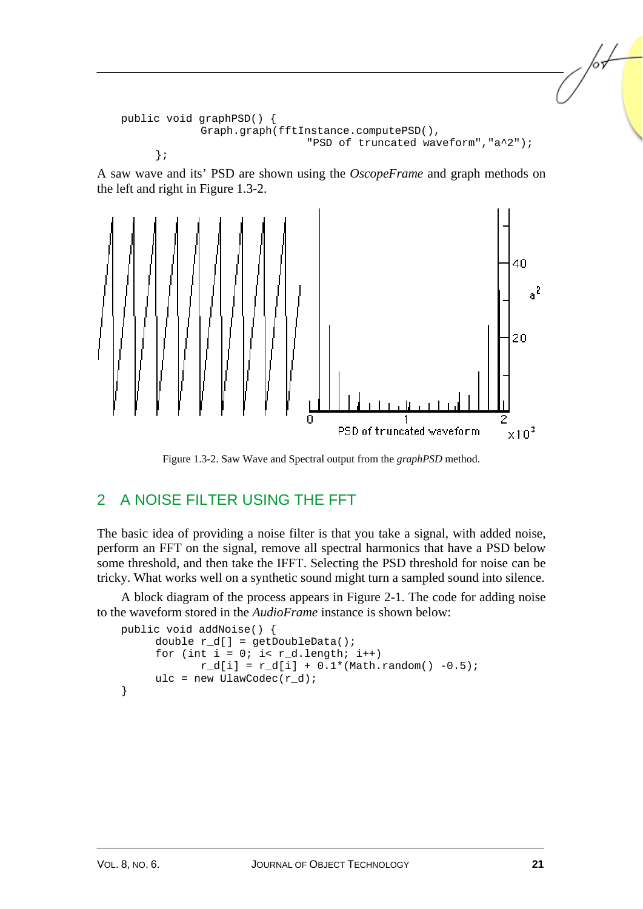```
public void graphPSD() {
          Graph.graph(fftInstance.computePSD(),
                         "PSD of truncated waveform","a^2");
    };
```

A saw wave and its' PSD are shown using the *OscopeFrame* and graph methods on the left and right in Figure 1.3-2.

Figure 1.3-2. Saw Wave and Spectral output from the *graphPSD* method.

## 2 A NOISE FILTER USING THE FFT

The basic idea of providing a noise filter is that you take a signal, with added noise, perform an FFT on the signal, remove all spectral harmonics that have a PSD below some threshold, and then take the IFFT. Selecting the PSD threshold for noise can be tricky. What works well on a synthetic sound might turn a sampled sound into silence.

A block diagram of the process appears in Figure 2-1. The code for adding noise to the waveform stored in the *AudioFrame* instance is shown below:

```
public void addNoise() {
      double r_d[] = getDoubleData();
      for (int i = 0; i< r_d.length; i++)
            r_d[i] = r_d[i] + 0.1*(Math.random() -0.5);
      ulc = new UlawCodec(r_d);
}
```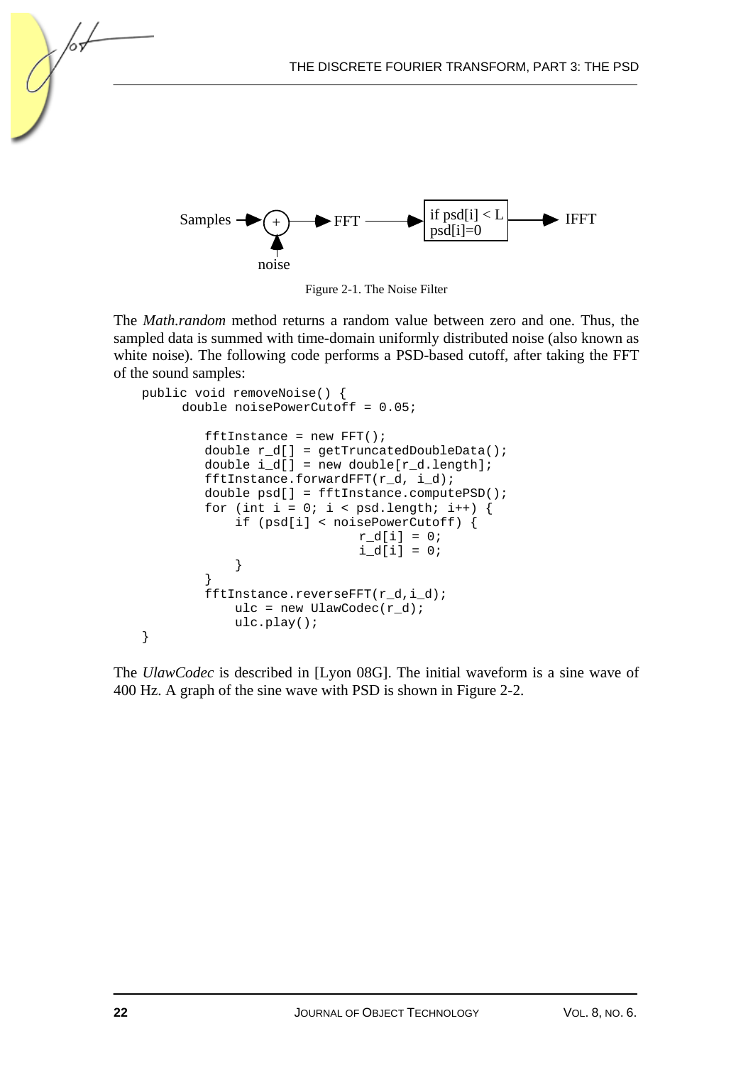Samples → (+) → FFT → [if psd[i] < L psd[i]=0] → IFFT

noise ↑

Figure 2-1. The Noise Filter

The *Math.random* method returns a random value between zero and one. Thus, the sampled data is summed with time-domain uniformly distributed noise (also known as white noise). The following code performs a PSD-based cutoff, after taking the FFT of the sound samples:

```
public void removeNoise() {
      double noisePowerCutoff = 0.05;

          fftInstance = new FFT();
          double r_d[] = getTruncatedDoubleData();
          double i_d[] = new double[r_d.length];
          fftInstance.forwardFFT(r_d, i_d);
          double psd[] = fftInstance.computePSD();
          for (int i = 0; i < psd.length; i++) {
              if (psd[i] < noisePowerCutoff) {
                              r_d[i] = 0;
                              i_d[i] = 0;
              }
          }
          fftInstance.reverseFFT(r_d,i_d);
              ulc = new UlawCodec(r_d);
              ulc.play();
}
```

The *UlawCodec* is described in [Lyon 08G]. The initial waveform is a sine wave of 400 Hz. A graph of the sine wave with PSD is shown in Figure 2-2.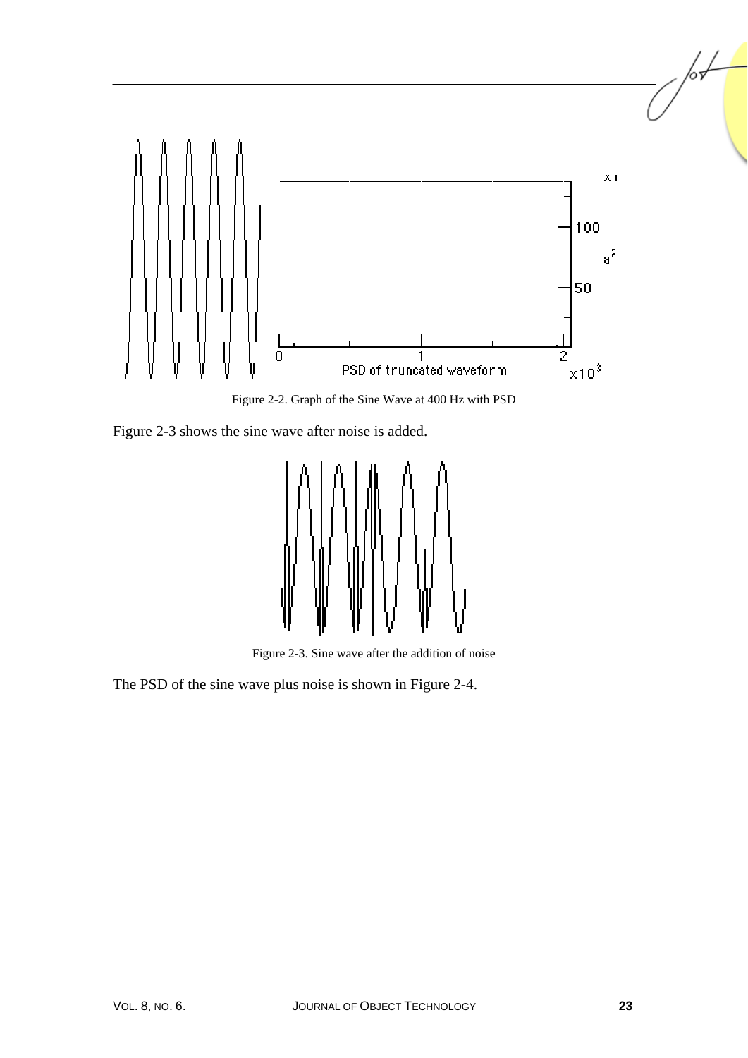Figure 2-2. Graph of the Sine Wave at 400 Hz with PSD

Figure 2-3 shows the sine wave after noise is added.

Figure 2-3. Sine wave after the addition of noise

The PSD of the sine wave plus noise is shown in Figure 2-4.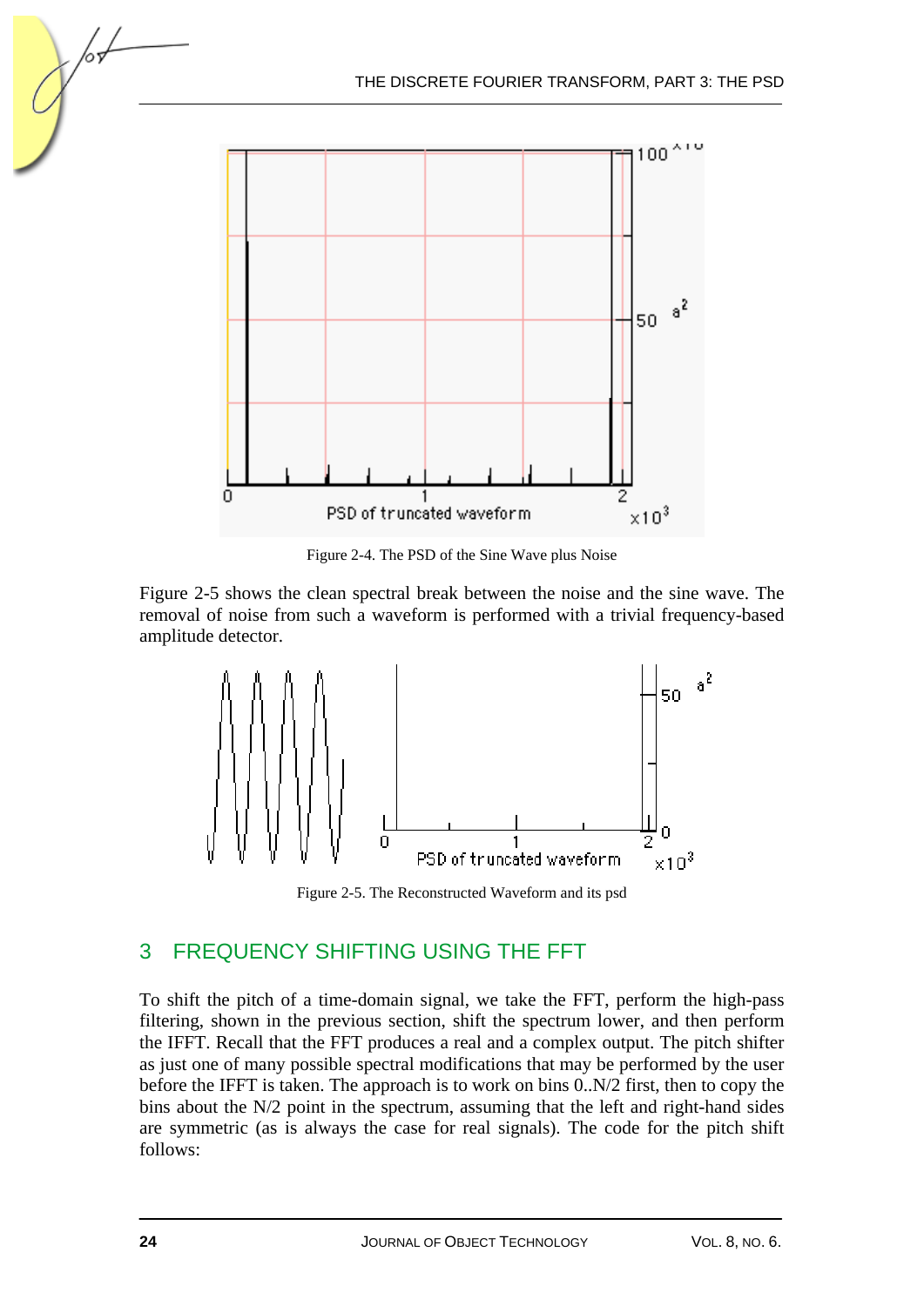Figure 2-4. The PSD of the Sine Wave plus Noise

Figure 2-5 shows the clean spectral break between the noise and the sine wave. The removal of noise from such a waveform is performed with a trivial frequency-based amplitude detector.

Figure 2-5. The Reconstructed Waveform and its psd

## 3 FREQUENCY SHIFTING USING THE FFT

To shift the pitch of a time-domain signal, we take the FFT, perform the high-pass filtering, shown in the previous section, shift the spectrum lower, and then perform the IFFT. Recall that the FFT produces a real and a complex output. The pitch shifter as just one of many possible spectral modifications that may be performed by the user before the IFFT is taken. The approach is to work on bins 0..N/2 first, then to copy the bins about the N/2 point in the spectrum, assuming that the left and right-hand sides are symmetric (as is always the case for real signals). The code for the pitch shift follows: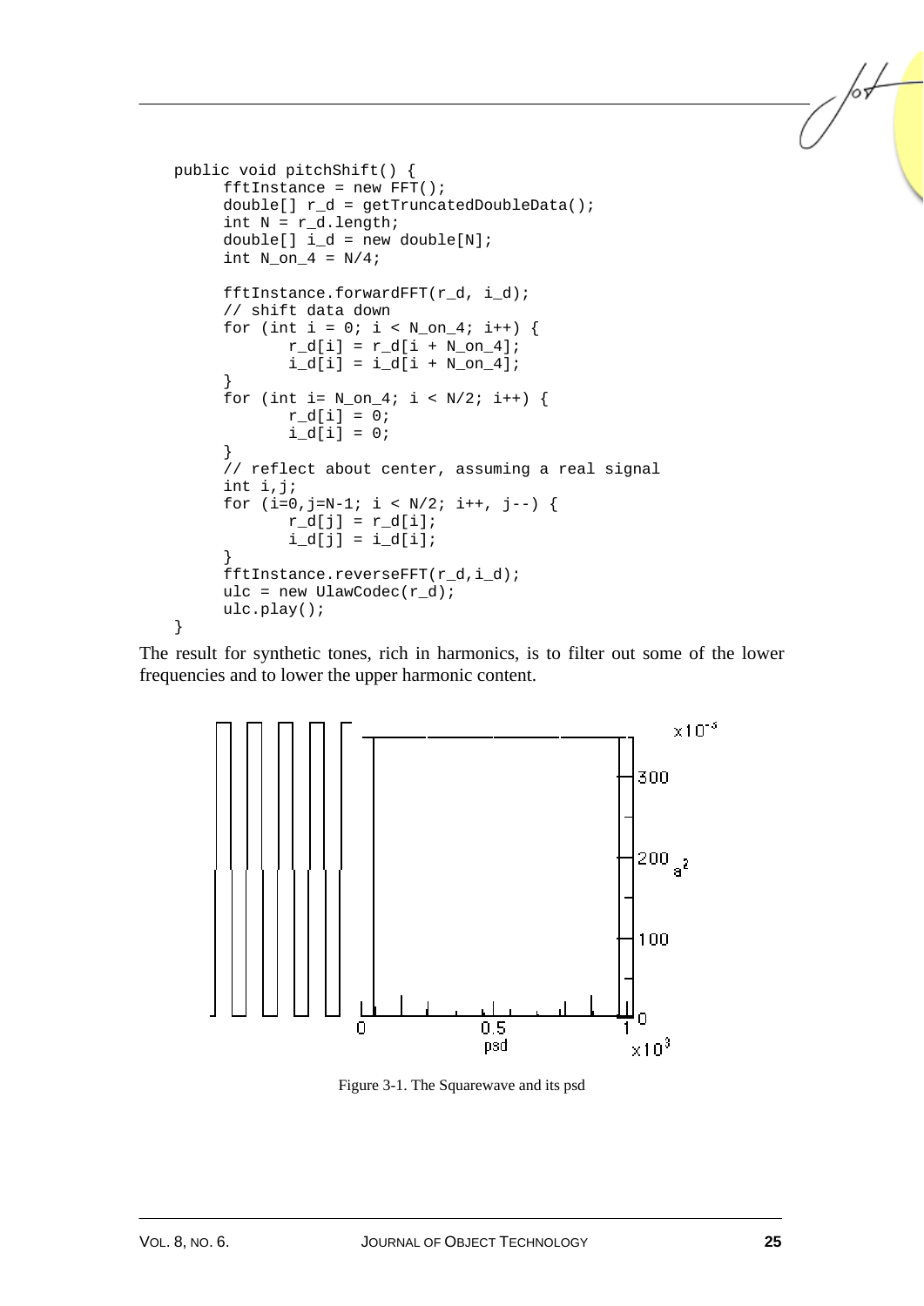```
public void pitchShift() {
      fftInstance = new FFT();
      double[] r_d = getTruncatedDoubleData();
      int N = r_d.length;
      double[] i_d = new double[N];
      int N_on_4 = N/4;

      fftInstance.forwardFFT(r_d, i_d);
      // shift data down
      for (int i = 0; i < N_on_4; i++) {
             r_d[i] = r_d[i + N_on_4];
             i_d[i] = i_d[i + N_on_4];
      }
      for (int i= N_on_4; i < N/2; i++) {
             r_d[i] = 0;
             i_d[i] = 0;
      }
      // reflect about center, assuming a real signal
      int i,j;
      for (i=0,j=N-1; i < N/2; i++, j--) {
             r_d[j] = r_d[i];
             i_d[j] = i_d[i];
      }
      fftInstance.reverseFFT(r_d,i_d);
      ulc = new UlawCodec(r_d);
      ulc.play();
}
```

The result for synthetic tones, rich in harmonics, is to filter out some of the lower frequencies and to lower the upper harmonic content.

Figure 3-1. The Squarewave and its psd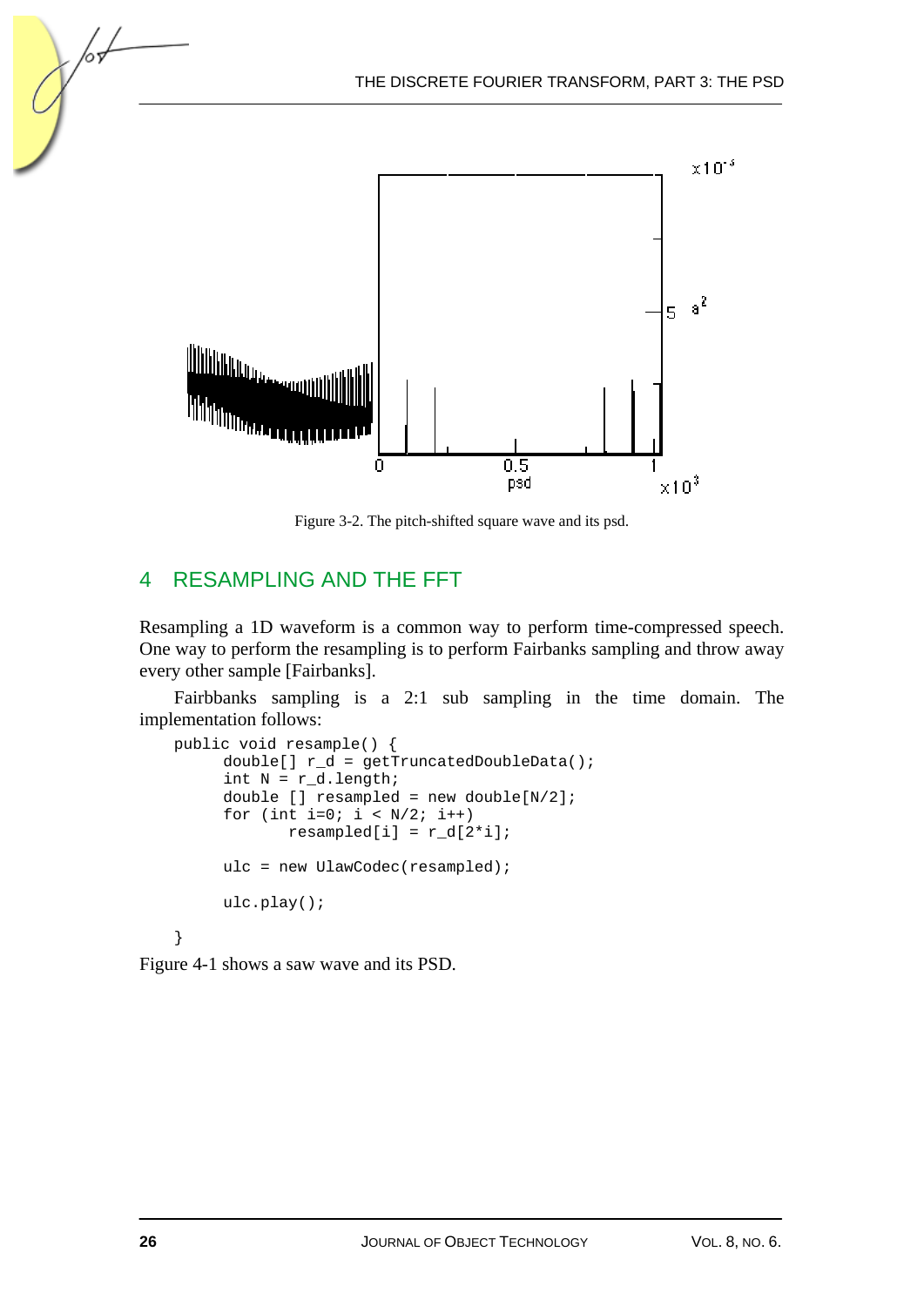Figure 3-2. The pitch-shifted square wave and its psd.

## 4 RESAMPLING AND THE FFT

Resampling a 1D waveform is a common way to perform time-compressed speech. One way to perform the resampling is to perform Fairbanks sampling and throw away every other sample [Fairbanks].

Fairbbanks sampling is a 2:1 sub sampling in the time domain. The implementation follows:

```
public void resample() {
      double[] r_d = getTruncatedDoubleData();
      int N = r_d.length;
      double [] resampled = new double[N/2];
      for (int i=0; i < N/2; i++)
            resampled[i] = r_d[2*i];

      ulc = new UlawCodec(resampled);

      ulc.play();

}
```

Figure 4-1 shows a saw wave and its PSD.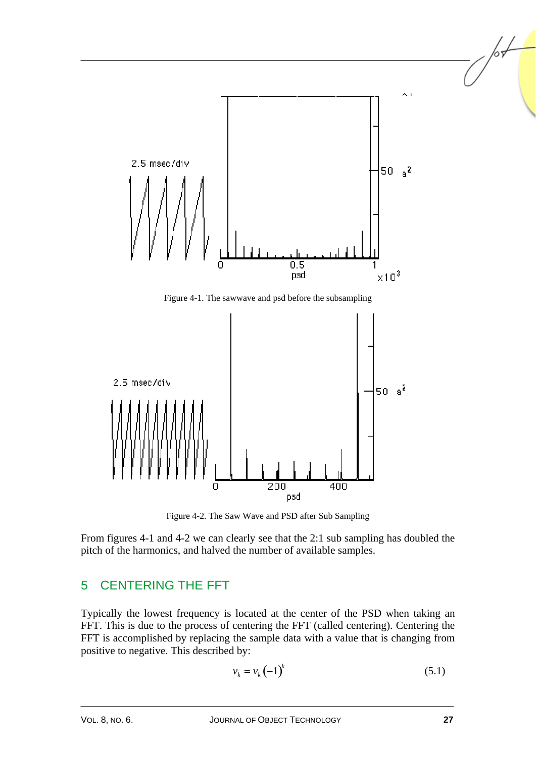Figure 4-1. The sawwave and psd before the subsampling

Figure 4-2. The Saw Wave and PSD after Sub Sampling

From figures 4-1 and 4-2 we can clearly see that the 2:1 sub sampling has doubled the pitch of the harmonics, and halved the number of available samples.

## 5 CENTERING THE FFT

Typically the lowest frequency is located at the center of the PSD when taking an FFT. This is due to the process of centering the FFT (called centering). Centering the FFT is accomplished by replacing the sample data with a value that is changing from positive to negative. This described by:

$$v_k = v_k(-1)^k \tag{5.1}$$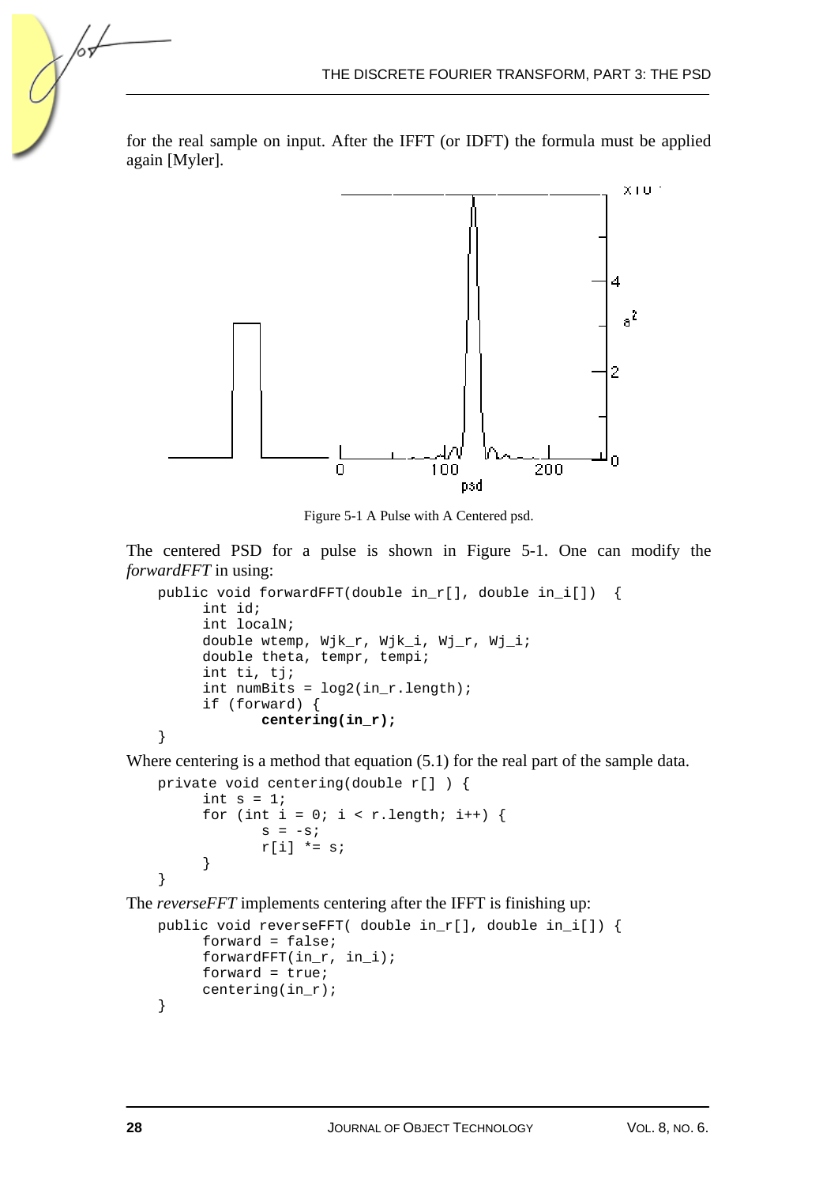for the real sample on input. After the IFFT (or IDFT) the formula must be applied again [Myler].

Figure 5-1 A Pulse with A Centered psd.

The centered PSD for a pulse is shown in Figure 5-1. One can modify the *forwardFFT* in using:

```
public void forwardFFT(double in_r[], double in_i[])  {
      int id;
      int localN;
      double wtemp, Wjk_r, Wjk_i, Wj_r, Wj_i;
      double theta, tempr, tempi;
      int ti, tj;
      int numBits = log2(in_r.length);
      if (forward) {
            centering(in_r);
}
```

Where centering is a method that equation (5.1) for the real part of the sample data.

```
private void centering(double r[] ) {
      int s = 1;
      for (int i = 0; i < r.length; i++) {
            s = -s;
            r[i] *= s;
      }
}
```

The *reverseFFT* implements centering after the IFFT is finishing up:

```
public void reverseFFT( double in_r[], double in_i[]) {
      forward = false;
      forwardFFT(in_r, in_i);
      forward = true;
      centering(in_r);
}
```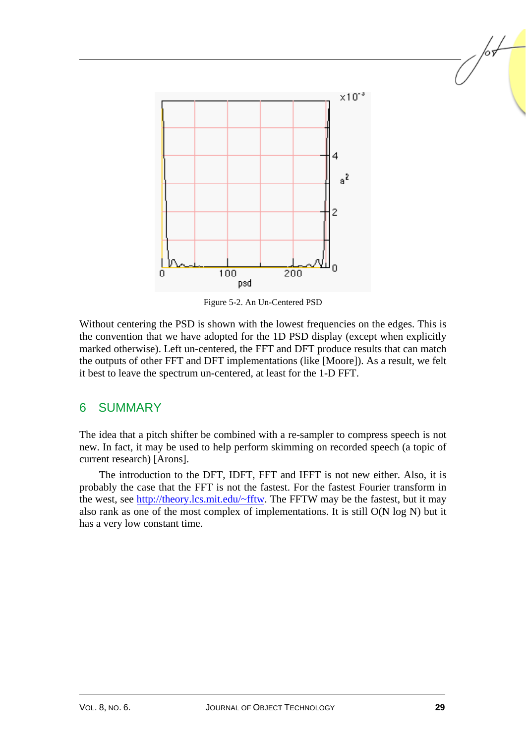Figure 5-2. An Un-Centered PSD

Without centering the PSD is shown with the lowest frequencies on the edges. This is the convention that we have adopted for the 1D PSD display (except when explicitly marked otherwise). Left un-centered, the FFT and DFT produce results that can match the outputs of other FFT and DFT implementations (like [Moore]). As a result, we felt it best to leave the spectrum un-centered, at least for the 1-D FFT.

## 6 SUMMARY

The idea that a pitch shifter be combined with a re-sampler to compress speech is not new. In fact, it may be used to help perform skimming on recorded speech (a topic of current research) [Arons].

The introduction to the DFT, IDFT, FFT and IFFT is not new either. Also, it is probably the case that the FFT is not the fastest. For the fastest Fourier transform in the west, see http://theory.lcs.mit.edu/~fftw. The FFTW may be the fastest, but it may also rank as one of the most complex of implementations. It is still O(N log N) but it has a very low constant time.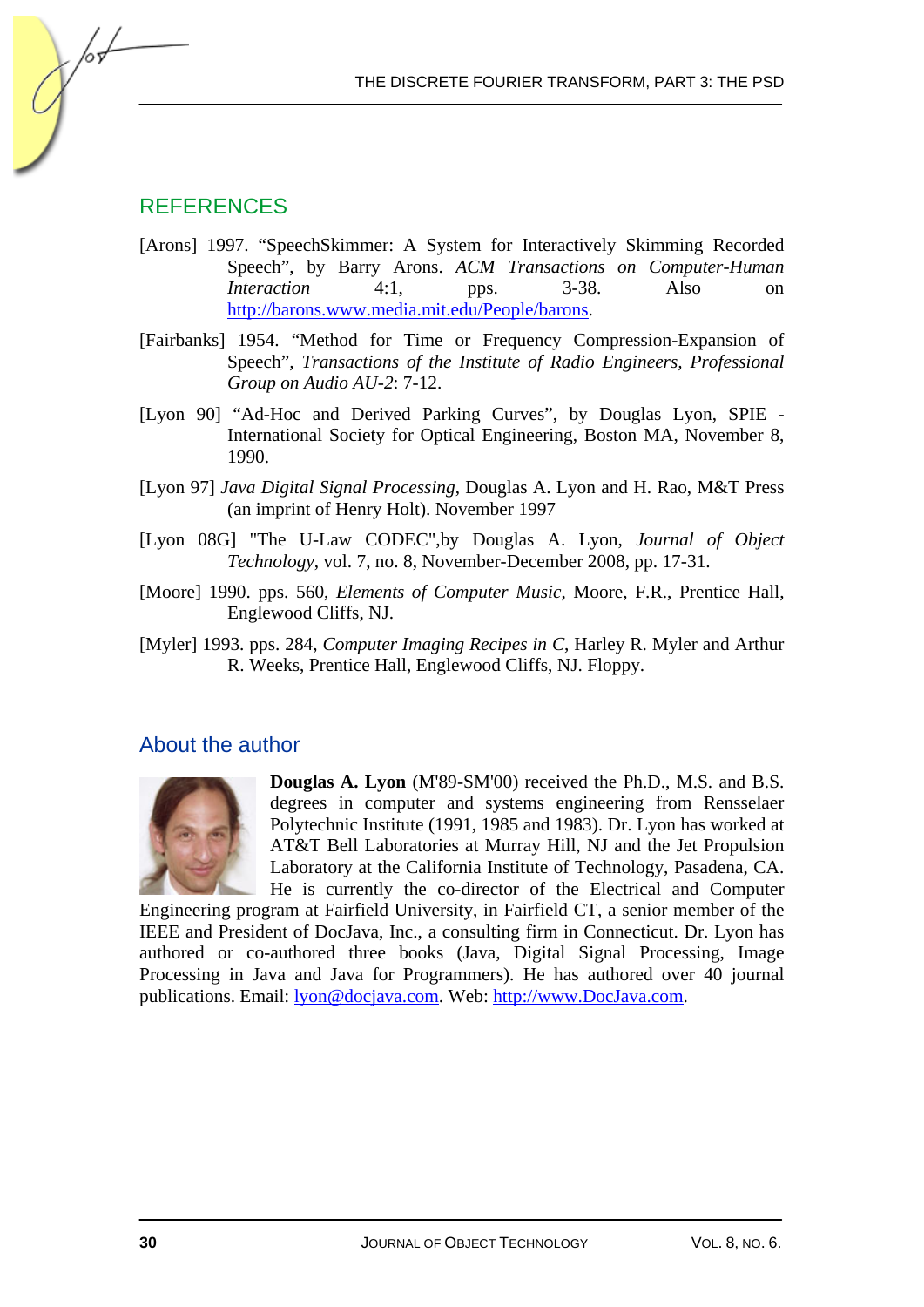## REFERENCES

[Arons] 1997. "SpeechSkimmer: A System for Interactively Skimming Recorded Speech", by Barry Arons. *ACM Transactions on Computer-Human Interaction* 4:1, pps. 3-38. Also on http://barons.www.media.mit.edu/People/barons.

[Fairbanks] 1954. "Method for Time or Frequency Compression-Expansion of Speech", *Transactions of the Institute of Radio Engineers, Professional Group on Audio AU-2*: 7-12.

[Lyon 90] "Ad-Hoc and Derived Parking Curves", by Douglas Lyon, SPIE - International Society for Optical Engineering, Boston MA, November 8, 1990.

[Lyon 97] *Java Digital Signal Processing*, Douglas A. Lyon and H. Rao, M&T Press (an imprint of Henry Holt). November 1997

[Lyon 08G] "The U-Law CODEC",by Douglas A. Lyon, *Journal of Object Technology*, vol. 7, no. 8, November-December 2008, pp. 17-31.

[Moore] 1990. pps. 560, *Elements of Computer Music*, Moore, F.R., Prentice Hall, Englewood Cliffs, NJ.

[Myler] 1993. pps. 284, *Computer Imaging Recipes in C*, Harley R. Myler and Arthur R. Weeks, Prentice Hall, Englewood Cliffs, NJ. Floppy.

## About the author

**Douglas A. Lyon** (M'89-SM'00) received the Ph.D., M.S. and B.S. degrees in computer and systems engineering from Rensselaer Polytechnic Institute (1991, 1985 and 1983). Dr. Lyon has worked at AT&T Bell Laboratories at Murray Hill, NJ and the Jet Propulsion Laboratory at the California Institute of Technology, Pasadena, CA. He is currently the co-director of the Electrical and Computer Engineering program at Fairfield University, in Fairfield CT, a senior member of the IEEE and President of DocJava, Inc., a consulting firm in Connecticut. Dr. Lyon has authored or co-authored three books (Java, Digital Signal Processing, Image Processing in Java and Java for Programmers). He has authored over 40 journal publications. Email: lyon@docjava.com. Web: http://www.DocJava.com.